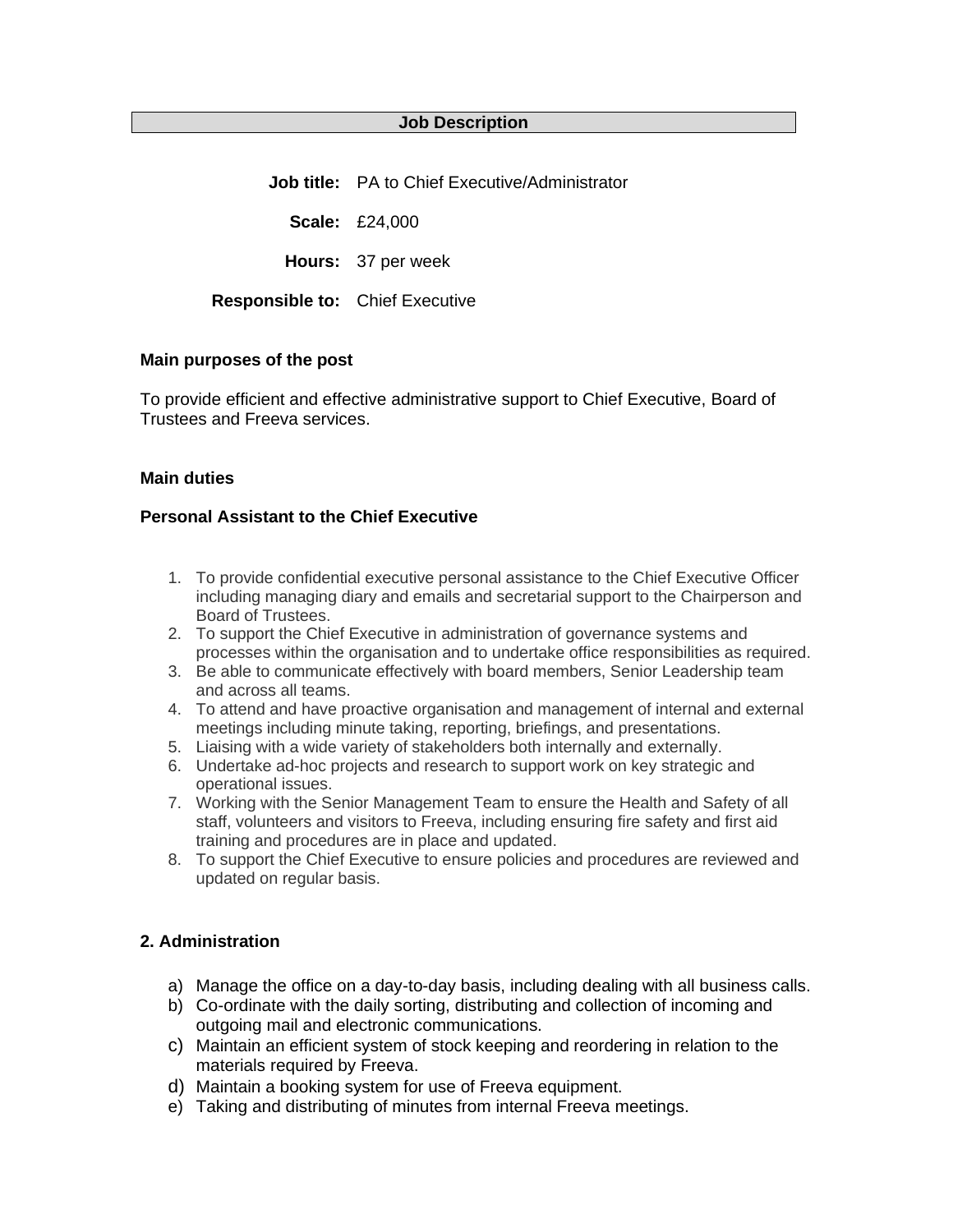# Job Description

**Job title:** PA to Chief Executive/Administrator

**Scale:** £24,000

**Hours:** 37 per week

**Responsible to:** Chief Executive

**Main purposes of the post**

To provide efficient and effective administrative support to Chief Executive, Board of Trustees and Freeva services.

**Main duties**

**Personal Assistant to the Chief Executive**

1. To provide confidential executive personal assistance to the Chief Executive Officer including managing diary and emails and secretarial support to the Chairperson and Board of Trustees.
2. To support the Chief Executive in administration of governance systems and processes within the organisation and to undertake office responsibilities as required.
3. Be able to communicate effectively with board members, Senior Leadership team and across all teams.
4. To attend and have proactive organisation and management of internal and external meetings including minute taking, reporting, briefings, and presentations.
5. Liaising with a wide variety of stakeholders both internally and externally.
6. Undertake ad-hoc projects and research to support work on key strategic and operational issues.
7. Working with the Senior Management Team to ensure the Health and Safety of all staff, volunteers and visitors to Freeva, including ensuring fire safety and first aid training and procedures are in place and updated.
8. To support the Chief Executive to ensure policies and procedures are reviewed and updated on regular basis.

**2. Administration**

a) Manage the office on a day-to-day basis, including dealing with all business calls.
b) Co-ordinate with the daily sorting, distributing and collection of incoming and outgoing mail and electronic communications.
c) Maintain an efficient system of stock keeping and reordering in relation to the materials required by Freeva.
d) Maintain a booking system for use of Freeva equipment.
e) Taking and distributing of minutes from internal Freeva meetings.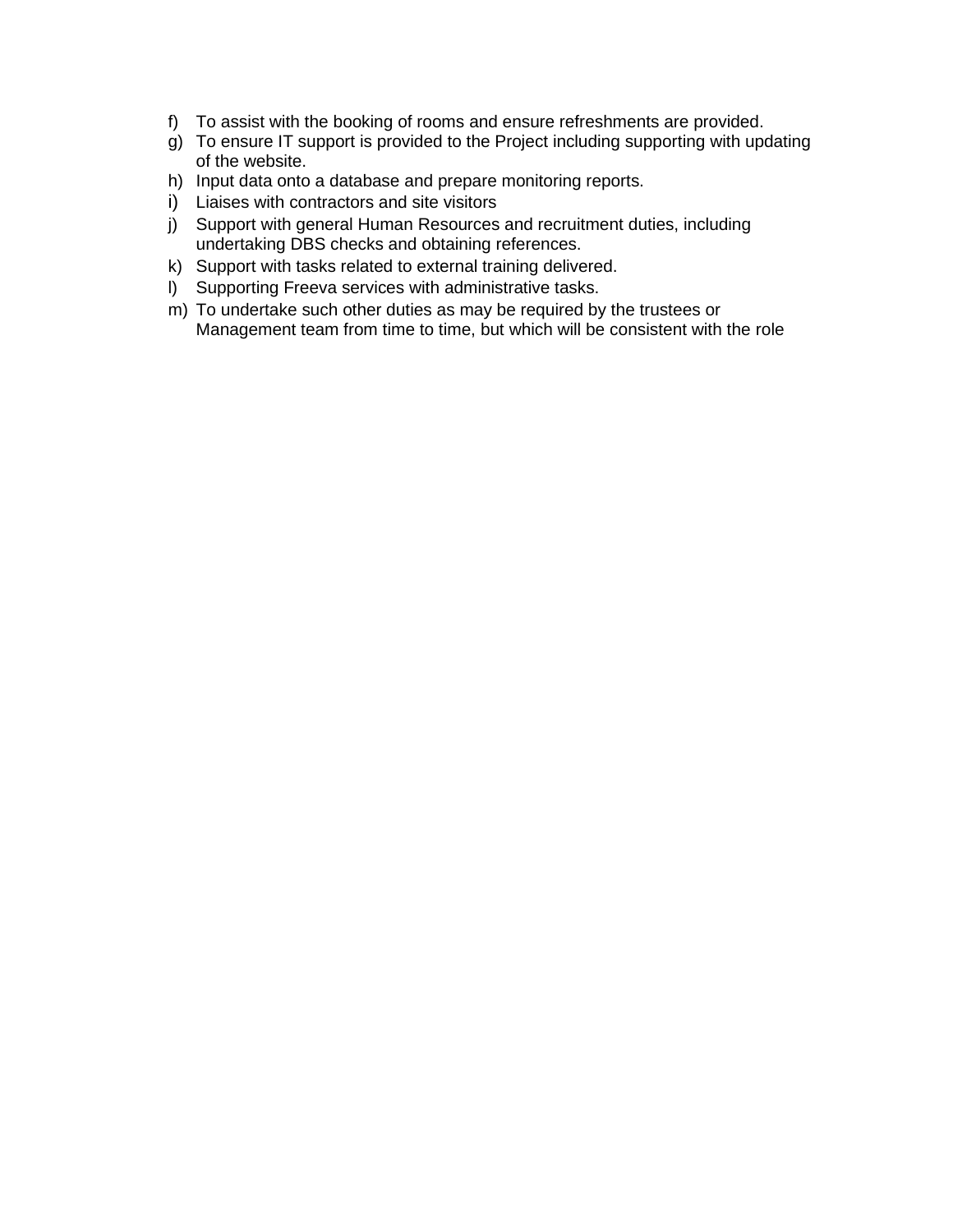f) To assist with the booking of rooms and ensure refreshments are provided.
g) To ensure IT support is provided to the Project including supporting with updating of the website.
h) Input data onto a database and prepare monitoring reports.
i) Liaises with contractors and site visitors
j) Support with general Human Resources and recruitment duties, including undertaking DBS checks and obtaining references.
k) Support with tasks related to external training delivered.
l) Supporting Freeva services with administrative tasks.
m) To undertake such other duties as may be required by the trustees or Management team from time to time, but which will be consistent with the role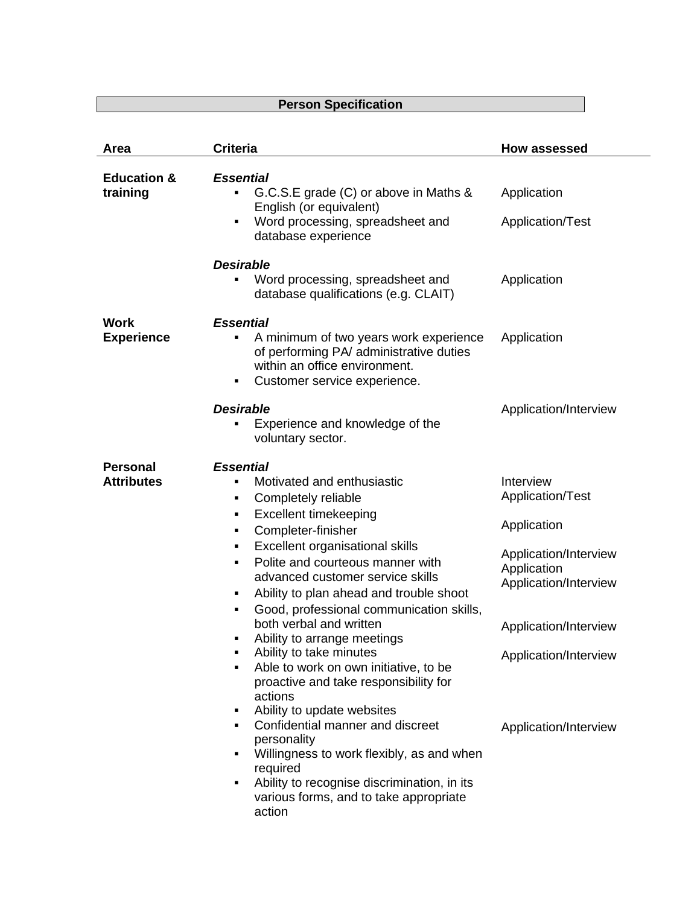## Person Specification

| Area | Criteria | How assessed |
|---|---|---|
| **Education & training** | ***Essential*** | |
| | ▪ G.C.S.E grade (C) or above in Maths & English (or equivalent) | Application |
| | ▪ Word processing, spreadsheet and database experience | Application/Test |
| | ***Desirable*** | |
| | ▪ Word processing, spreadsheet and database qualifications (e.g. CLAIT) | Application |
| **Work Experience** | ***Essential*** | |
| | ▪ A minimum of two years work experience of performing PA/ administrative duties within an office environment. | Application |
| | ▪ Customer service experience. | |
| | ***Desirable*** | Application/Interview |
| | ▪ Experience and knowledge of the voluntary sector. | |
| **Personal Attributes** | ***Essential*** | |
| | ▪ Motivated and enthusiastic | Interview |
| | ▪ Completely reliable | Application/Test |
| | ▪ Excellent timekeeping | |
| | ▪ Completer-finisher | Application |
| | ▪ Excellent organisational skills | |
| | ▪ Polite and courteous manner with advanced customer service skills | Application/Interview<br>Application<br>Application/Interview |
| | ▪ Ability to plan ahead and trouble shoot | |
| | ▪ Good, professional communication skills, both verbal and written | Application/Interview |
| | ▪ Ability to arrange meetings | |
| | ▪ Ability to take minutes | Application/Interview |
| | ▪ Able to work on own initiative, to be proactive and take responsibility for actions | |
| | ▪ Ability to update websites | |
| | ▪ Confidential manner and discreet personality | Application/Interview |
| | ▪ Willingness to work flexibly, as and when required | |
| | ▪ Ability to recognise discrimination, in its various forms, and to take appropriate action | |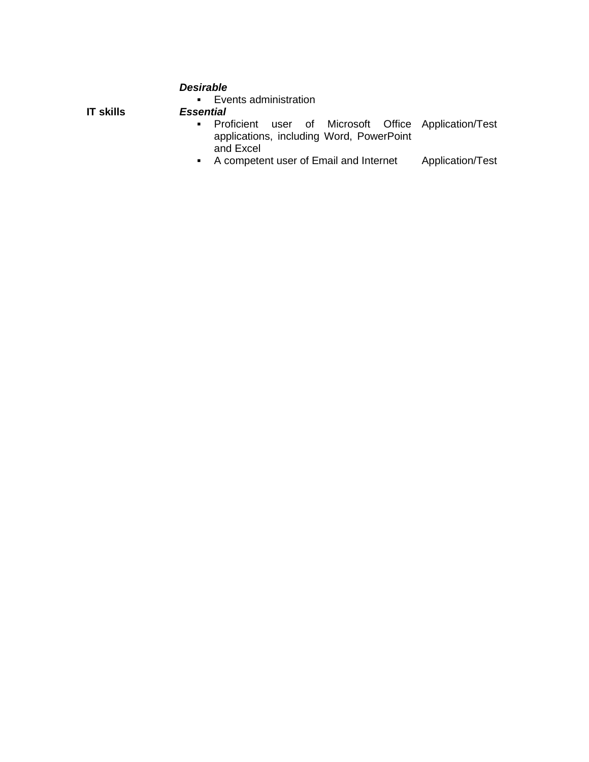| | | |
|---|---|---|
| | ***Desirable*** | |
| | ▪ Events administration | |
| **IT skills** | ***Essential*** | |
| | ▪ Proficient user of Microsoft Office applications, including Word, PowerPoint and Excel | Application/Test |
| | ▪ A competent user of Email and Internet | Application/Test |